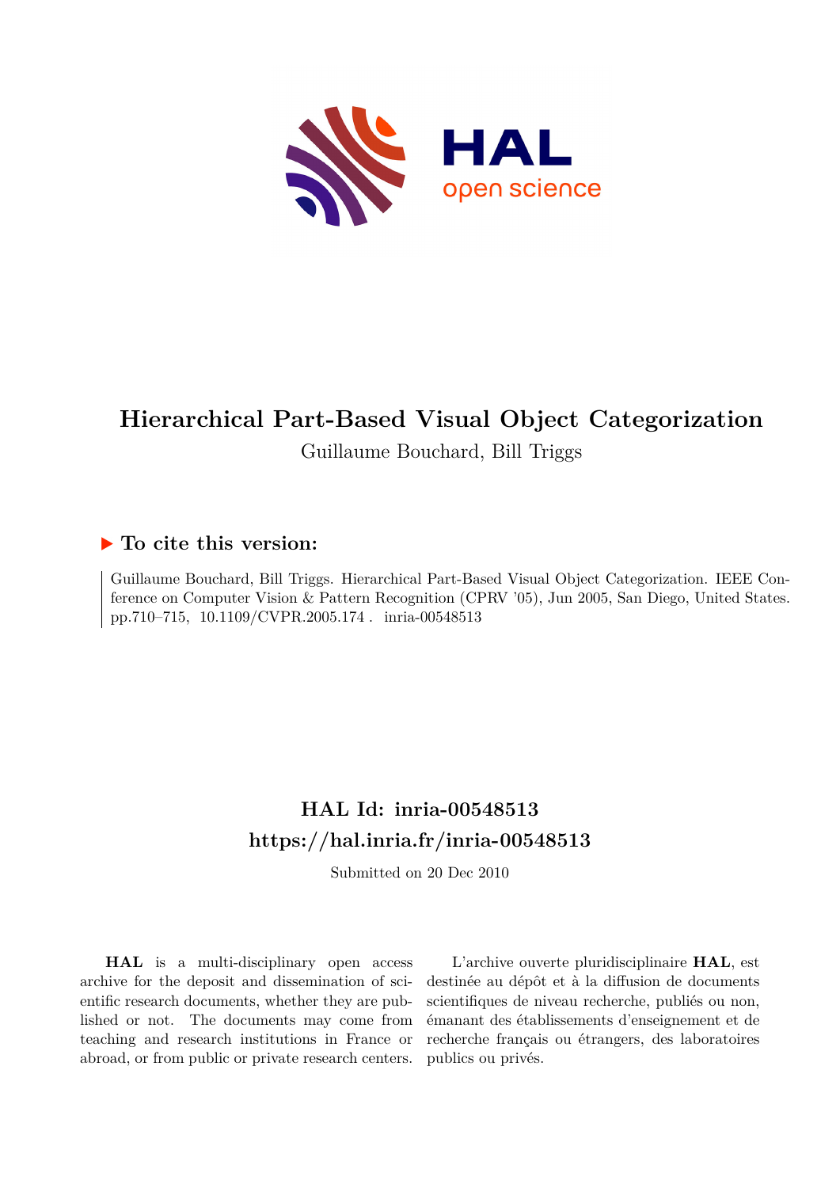# Hierarchical Part-Based Visual Object Categorization

Guillaume Bouchard, Bill Triggs

## ▶ To cite this version:

Guillaume Bouchard, Bill Triggs. Hierarchical Part-Based Visual Object Categorization. IEEE Conference on Computer Vision & Pattern Recognition (CPRV '05), Jun 2005, San Diego, United States. pp.710–715, 10.1109/CVPR.2005.174 . inria-00548513

## HAL Id: inria-00548513
## https://hal.inria.fr/inria-00548513

Submitted on 20 Dec 2010

**HAL** is a multi-disciplinary open access archive for the deposit and dissemination of scientific research documents, whether they are published or not. The documents may come from teaching and research institutions in France or abroad, or from public or private research centers.

L'archive ouverte pluridisciplinaire **HAL**, est destinée au dépôt et à la diffusion de documents scientifiques de niveau recherche, publiés ou non, émanant des établissements d'enseignement et de recherche français ou étrangers, des laboratoires publics ou privés.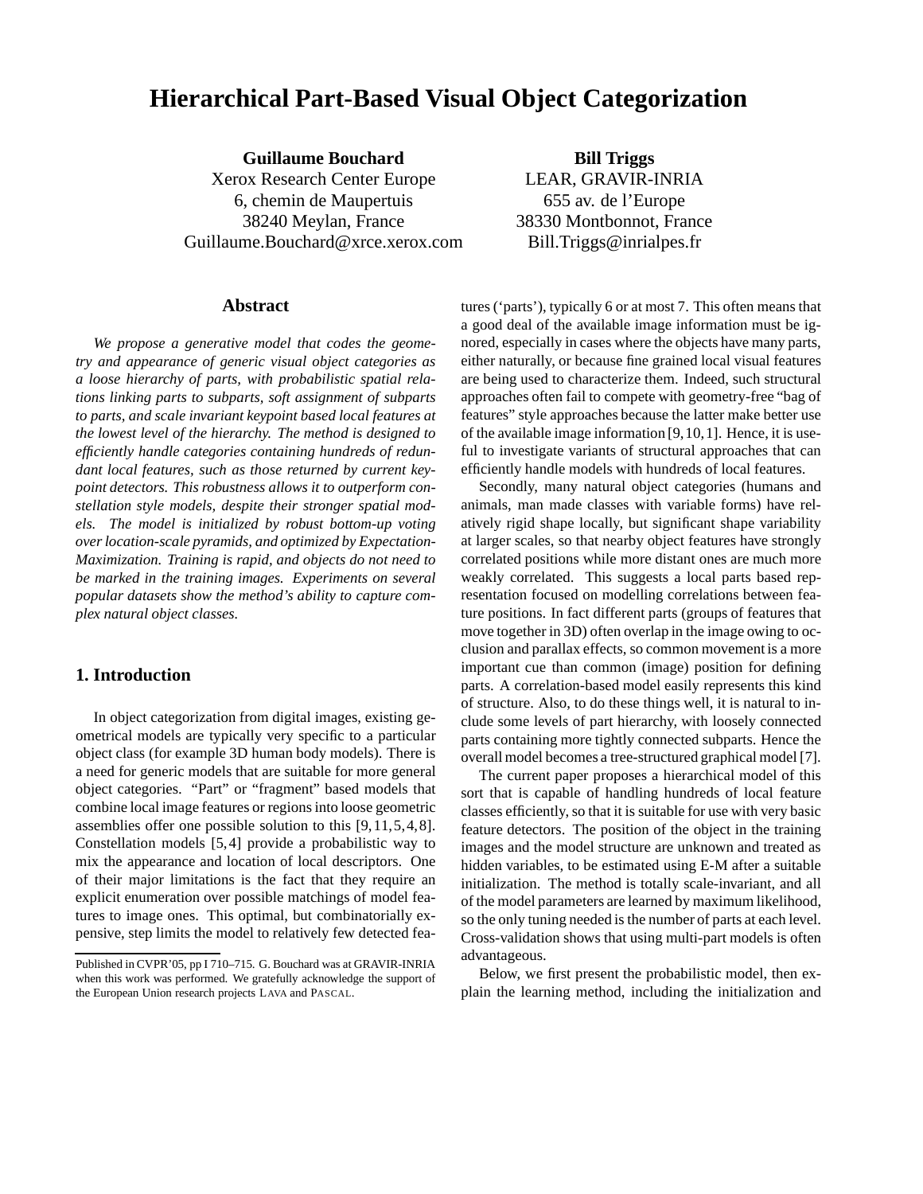# Hierarchical Part-Based Visual Object Categorization

**Guillaume Bouchard**
Xerox Research Center Europe
6, chemin de Maupertuis
38240 Meylan, France
Guillaume.Bouchard@xrce.xerox.com

**Bill Triggs**
LEAR, GRAVIR-INRIA
655 av. de l'Europe
38330 Montbonnot, France
Bill.Triggs@inrialpes.fr

## Abstract

*We propose a generative model that codes the geometry and appearance of generic visual object categories as a loose hierarchy of parts, with probabilistic spatial relations linking parts to subparts, soft assignment of subparts to parts, and scale invariant keypoint based local features at the lowest level of the hierarchy. The method is designed to efficiently handle categories containing hundreds of redundant local features, such as those returned by current keypoint detectors. This robustness allows it to outperform constellation style models, despite their stronger spatial models. The model is initialized by robust bottom-up voting over location-scale pyramids, and optimized by Expectation-Maximization. Training is rapid, and objects do not need to be marked in the training images. Experiments on several popular datasets show the method's ability to capture complex natural object classes.*

## 1. Introduction

In object categorization from digital images, existing geometrical models are typically very specific to a particular object class (for example 3D human body models). There is a need for generic models that are suitable for more general object categories. "Part" or "fragment" based models that combine local image features or regions into loose geometric assemblies offer one possible solution to this [9,11,5,4,8]. Constellation models [5,4] provide a probabilistic way to mix the appearance and location of local descriptors. One of their major limitations is the fact that they require an explicit enumeration over possible matchings of model features to image ones. This optimal, but combinatorially expensive, step limits the model to relatively few detected features ('parts'), typically 6 or at most 7. This often means that a good deal of the available image information must be ignored, especially in cases where the objects have many parts, either naturally, or because fine grained local visual features are being used to characterize them. Indeed, such structural approaches often fail to compete with geometry-free "bag of features" style approaches because the latter make better use of the available image information [9,10,1]. Hence, it is useful to investigate variants of structural approaches that can efficiently handle models with hundreds of local features.

Secondly, many natural object categories (humans and animals, man made classes with variable forms) have relatively rigid shape locally, but significant shape variability at larger scales, so that nearby object features have strongly correlated positions while more distant ones are much more weakly correlated. This suggests a local parts based representation focused on modelling correlations between feature positions. In fact different parts (groups of features that move together in 3D) often overlap in the image owing to occlusion and parallax effects, so common movement is a more important cue than common (image) position for defining parts. A correlation-based model easily represents this kind of structure. Also, to do these things well, it is natural to include some levels of part hierarchy, with loosely connected parts containing more tightly connected subparts. Hence the overall model becomes a tree-structured graphical model [7].

The current paper proposes a hierarchical model of this sort that is capable of handling hundreds of local feature classes efficiently, so that it is suitable for use with very basic feature detectors. The position of the object in the training images and the model structure are unknown and treated as hidden variables, to be estimated using E-M after a suitable initialization. The method is totally scale-invariant, and all of the model parameters are learned by maximum likelihood, so the only tuning needed is the number of parts at each level. Cross-validation shows that using multi-part models is often advantageous.

Below, we first present the probabilistic model, then explain the learning method, including the initialization and

Published in CVPR'05, pp I 710–715. G. Bouchard was at GRAVIR-INRIA when this work was performed. We gratefully acknowledge the support of the European Union research projects LAVA and PASCAL.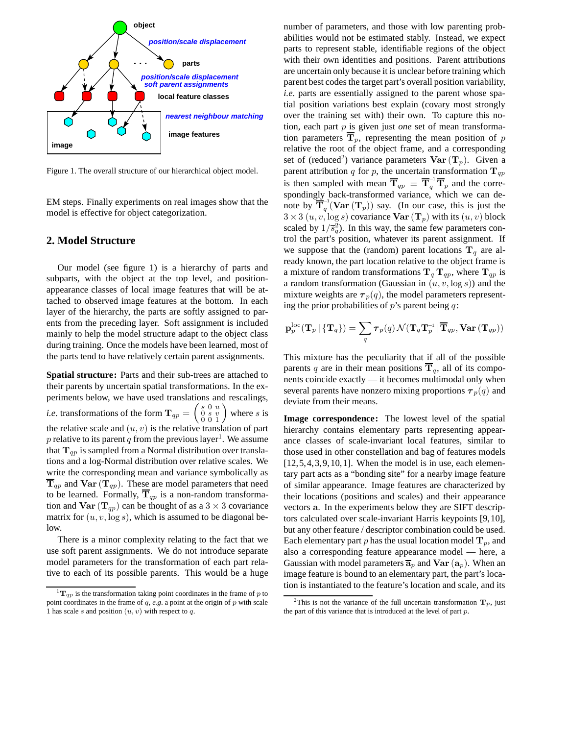Figure 1. The overall structure of our hierarchical object model.

EM steps. Finally experiments on real images show that the model is effective for object categorization.

## 2. Model Structure

Our model (see figure 1) is a hierarchy of parts and subparts, with the object at the top level, and position-appearance classes of local image features that will be attached to observed image features at the bottom. In each layer of the hierarchy, the parts are softly assigned to parents from the preceding layer. Soft assignment is included mainly to help the model structure adapt to the object class during training. Once the models have been learned, most of the parts tend to have relatively certain parent assignments.

**Spatial structure:** Parts and their sub-trees are attached to their parents by uncertain spatial transformations. In the experiments below, we have used translations and rescalings, *i.e.* transformations of the form $\mathbf{T}_{qp} = \begin{pmatrix} s & 0 & u \\ 0 & s & v \\ 0 & 0 & 1 \end{pmatrix}$ where $s$ is the relative scale and $(u, v)$ is the relative translation of part $p$ relative to its parent $q$ from the previous layer[1]. We assume that $\mathbf{T}_{qp}$ is sampled from a Normal distribution over translations and a log-Normal distribution over relative scales. We write the corresponding mean and variance symbolically as $\overline{\mathbf{T}}_{qp}$ and $\mathbf{Var}(\mathbf{T}_{qp})$. These are model parameters that need to be learned. Formally, $\overline{\mathbf{T}}_{qp}$ is a non-random transformation and $\mathbf{Var}(\mathbf{T}_{qp})$ can be thought of as a $3 \times 3$ covariance matrix for $(u, v, \log s)$, which is assumed to be diagonal below.

There is a minor complexity relating to the fact that we use soft parent assignments. We do not introduce separate model parameters for the transformation of each part relative to each of its possible parents. This would be a huge number of parameters, and those with low parenting probabilities would not be estimated stably. Instead, we expect parts to represent stable, identifiable regions of the object with their own identities and positions. Parent attributions are uncertain only because it is unclear before training which parent best codes the target part's overall position variability, *i.e.* parts are essentially assigned to the parent whose spatial position variations best explain (covary most strongly over the training set with) their own. To capture this notion, each part $p$ is given just *one* set of mean transformation parameters $\overline{\mathbf{T}}_p$, representing the mean position of $p$ relative the root of the object frame, and a corresponding set of (reduced[2]) variance parameters $\mathbf{Var}(\mathbf{T}_p)$. Given a parent attribution $q$ for $p$, the uncertain transformation $\mathbf{T}_{qp}$ is then sampled with mean $\overline{\mathbf{T}}_{qp} \equiv \overline{\mathbf{T}}_q^{-1} \overline{\mathbf{T}}_p$ and the correspondingly back-transformed variance, which we can denote by $\overline{\mathbf{T}}_q^{-1}(\mathbf{Var}(\mathbf{T}_p))$ say. (In our case, this is just the $3 \times 3$ $(u, v, \log s)$ covariance $\mathbf{Var}(\mathbf{T}_p)$ with its $(u, v)$ block scaled by $1/\overline{s}_q^2$). In this way, the same few parameters control the part's position, whatever its parent assignment. If we suppose that the (random) parent locations $\mathbf{T}_q$ are already known, the part location relative to the object frame is a mixture of random transformations $\mathbf{T}_q \mathbf{T}_{qp}$, where $\mathbf{T}_{qp}$ is a random transformation (Gaussian in $(u, v, \log s)$) and the mixture weights are $\boldsymbol{\tau}_p(q)$, the model parameters representing the prior probabilities of $p$'s parent being $q$:

$$\mathbf{p}_p^{\mathrm{loc}}(\mathbf{T}_p \,|\, \{\mathbf{T}_q\}) = \sum_q \boldsymbol{\tau}_p(q) \, \mathcal{N}(\mathbf{T}_q \mathbf{T}_p^{-1} \,|\, \overline{\mathbf{T}}_{qp}, \mathbf{Var}(\mathbf{T}_{qp}))$$

This mixture has the peculiarity that if all of the possible parents $q$ are in their mean positions $\overline{\mathbf{T}}_q$, all of its components coincide exactly — it becomes multimodal only when several parents have nonzero mixing proportions $\boldsymbol{\tau}_p(q)$ and deviate from their means.

**Image correspondence:** The lowest level of the spatial hierarchy contains elementary parts representing appearance classes of scale-invariant local features, similar to those used in other constellation and bag of features models [12,5,4,3,9,10,1]. When the model is in use, each elementary part acts as a "bonding site" for a nearby image feature of similar appearance. Image features are characterized by their locations (positions and scales) and their appearance vectors $\mathbf{a}$. In the experiments below they are SIFT descriptors calculated over scale-invariant Harris keypoints [9,10], but any other feature / descriptor combination could be used. Each elementary part $p$ has the usual location model $\mathbf{T}_p$, and also a corresponding feature appearance model — here, a Gaussian with model parameters $\overline{\mathbf{a}}_p$ and $\mathbf{Var}(\mathbf{a}_p)$. When an image feature is bound to an elementary part, the part's location is instantiated to the feature's location and scale, and its

[1] $\mathbf{T}_{qp}$ is the transformation taking point coordinates in the frame of $p$ to point coordinates in the frame of $q$, *e.g.* a point at the origin of $p$ with scale 1 has scale $s$ and position $(u, v)$ with respect to $q$.

[2] This is not the variance of the full uncertain transformation $\mathbf{T}_p$, just the part of this variance that is introduced at the level of part $p$.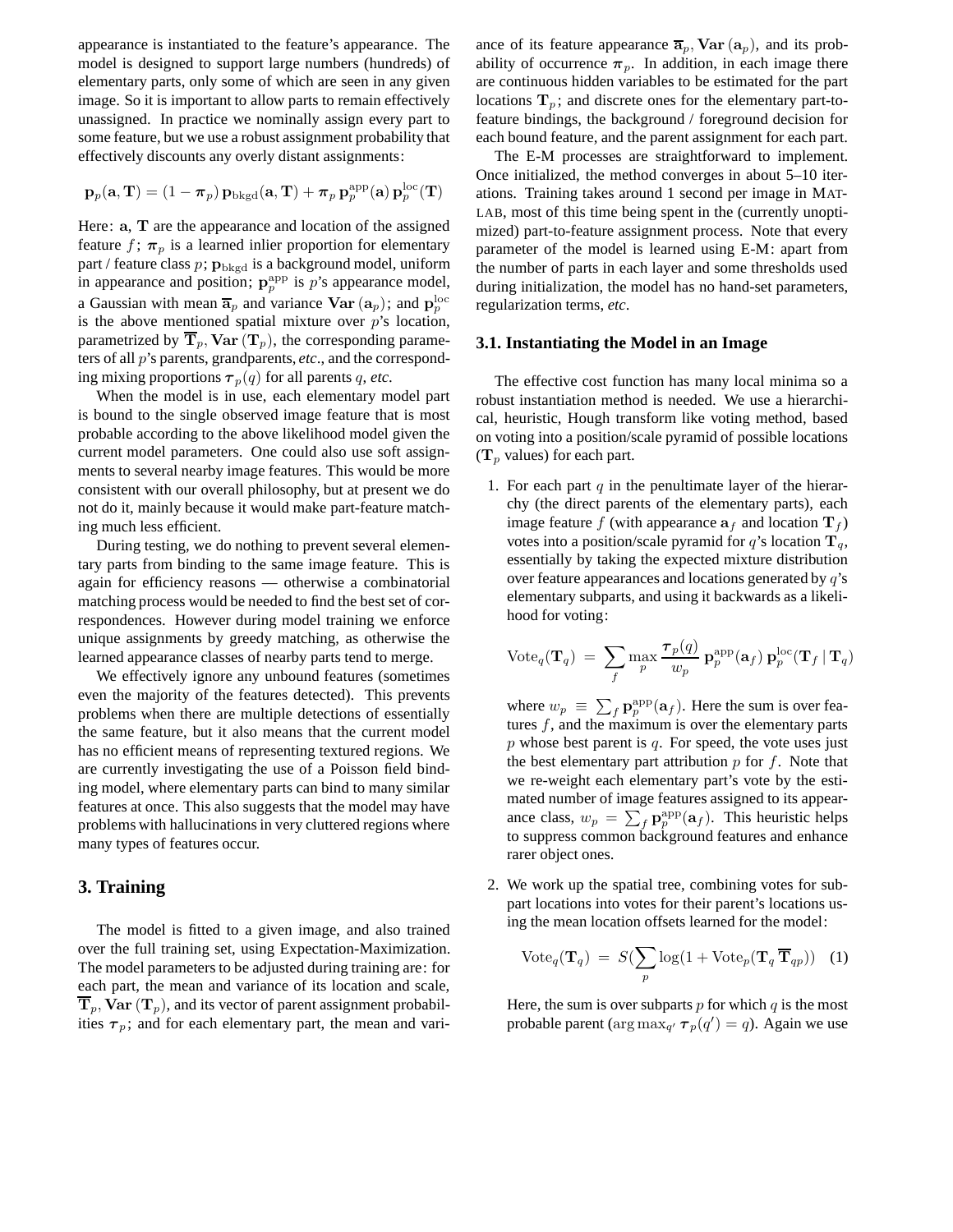appearance is instantiated to the feature's appearance. The model is designed to support large numbers (hundreds) of elementary parts, only some of which are seen in any given image. So it is important to allow parts to remain effectively unassigned. In practice we nominally assign every part to some feature, but we use a robust assignment probability that effectively discounts any overly distant assignments:

$$\mathbf{p}_p(\mathbf{a}, \mathbf{T}) = (1 - \boldsymbol{\pi}_p)\, \mathbf{p}_{\text{bkgd}}(\mathbf{a}, \mathbf{T}) + \boldsymbol{\pi}_p\, \mathbf{p}_p^{\text{app}}(\mathbf{a})\, \mathbf{p}_p^{\text{loc}}(\mathbf{T})$$

Here: $\mathbf{a}$, $\mathbf{T}$ are the appearance and location of the assigned feature $f$; $\boldsymbol{\pi}_p$ is a learned inlier proportion for elementary part / feature class $p$; $\mathbf{p}_{\text{bkgd}}$ is a background model, uniform in appearance and position; $\mathbf{p}_p^{\text{app}}$ is $p$'s appearance model, a Gaussian with mean $\overline{\mathbf{a}}_p$ and variance $\mathbf{Var}(\mathbf{a}_p)$; and $\mathbf{p}_p^{\text{loc}}$ is the above mentioned spatial mixture over $p$'s location, parametrized by $\overline{\mathbf{T}}_p, \mathbf{Var}(\mathbf{T}_p)$, the corresponding parameters of all $p$'s parents, grandparents, *etc*., and the corresponding mixing proportions $\boldsymbol{\tau}_p(q)$ for all parents $q$, *etc.*

When the model is in use, each elementary model part is bound to the single observed image feature that is most probable according to the above likelihood model given the current model parameters. One could also use soft assignments to several nearby image features. This would be more consistent with our overall philosophy, but at present we do not do it, mainly because it would make part-feature matching much less efficient.

During testing, we do nothing to prevent several elementary parts from binding to the same image feature. This is again for efficiency reasons — otherwise a combinatorial matching process would be needed to find the best set of correspondences. However during model training we enforce unique assignments by greedy matching, as otherwise the learned appearance classes of nearby parts tend to merge.

We effectively ignore any unbound features (sometimes even the majority of the features detected). This prevents problems when there are multiple detections of essentially the same feature, but it also means that the current model has no efficient means of representing textured regions. We are currently investigating the use of a Poisson field binding model, where elementary parts can bind to many similar features at once. This also suggests that the model may have problems with hallucinations in very cluttered regions where many types of features occur.

# 3. Training

The model is fitted to a given image, and also trained over the full training set, using Expectation-Maximization. The model parameters to be adjusted during training are: for each part, the mean and variance of its location and scale, $\overline{\mathbf{T}}_p, \mathbf{Var}(\mathbf{T}_p)$, and its vector of parent assignment probabilities $\boldsymbol{\tau}_p$; and for each elementary part, the mean and variance of its feature appearance $\overline{\mathbf{a}}_p, \mathbf{Var}(\mathbf{a}_p)$, and its probability of occurrence $\boldsymbol{\pi}_p$. In addition, in each image there are continuous hidden variables to be estimated for the part locations $\mathbf{T}_p$; and discrete ones for the elementary part-to-feature bindings, the background / foreground decision for each bound feature, and the parent assignment for each part.

The E-M processes are straightforward to implement. Once initialized, the method converges in about 5–10 iterations. Training takes around 1 second per image in MATLAB, most of this time being spent in the (currently unoptimized) part-to-feature assignment process. Note that every parameter of the model is learned using E-M: apart from the number of parts in each layer and some thresholds used during initialization, the model has no hand-set parameters, regularization terms, *etc*.

## 3.1. Instantiating the Model in an Image

The effective cost function has many local minima so a robust instantiation method is needed. We use a hierarchical, heuristic, Hough transform like voting method, based on voting into a position/scale pyramid of possible locations ($\mathbf{T}_p$ values) for each part.

1. For each part $q$ in the penultimate layer of the hierarchy (the direct parents of the elementary parts), each image feature $f$ (with appearance $\mathbf{a}_f$ and location $\mathbf{T}_f$) votes into a position/scale pyramid for $q$'s location $\mathbf{T}_q$, essentially by taking the expected mixture distribution over feature appearances and locations generated by $q$'s elementary subparts, and using it backwards as a likelihood for voting:

   $$\text{Vote}_q(\mathbf{T}_q) \;=\; \sum_f \max_p \frac{\boldsymbol{\tau}_p(q)}{w_p}\, \mathbf{p}_p^{\text{app}}(\mathbf{a}_f)\, \mathbf{p}_p^{\text{loc}}(\mathbf{T}_f \,|\, \mathbf{T}_q)$$

   where $w_p \;\equiv\; \sum_f \mathbf{p}_p^{\text{app}}(\mathbf{a}_f)$. Here the sum is over features $f$, and the maximum is over the elementary parts $p$ whose best parent is $q$. For speed, the vote uses just the best elementary part attribution $p$ for $f$. Note that we re-weight each elementary part's vote by the estimated number of image features assigned to its appearance class, $w_p = \sum_f \mathbf{p}_p^{\text{app}}(\mathbf{a}_f)$. This heuristic helps to suppress common background features and enhance rarer object ones.

2. We work up the spatial tree, combining votes for subpart locations into votes for their parent's locations using the mean location offsets learned for the model:

   $$\text{Vote}_q(\mathbf{T}_q) \;=\; S(\sum_p \log(1 + \text{Vote}_p(\mathbf{T}_q\, \overline{\mathbf{T}}_{qp}))) \quad (1)$$

   Here, the sum is over subparts $p$ for which $q$ is the most probable parent ($\arg\max_{q'} \boldsymbol{\tau}_p(q') = q$). Again we use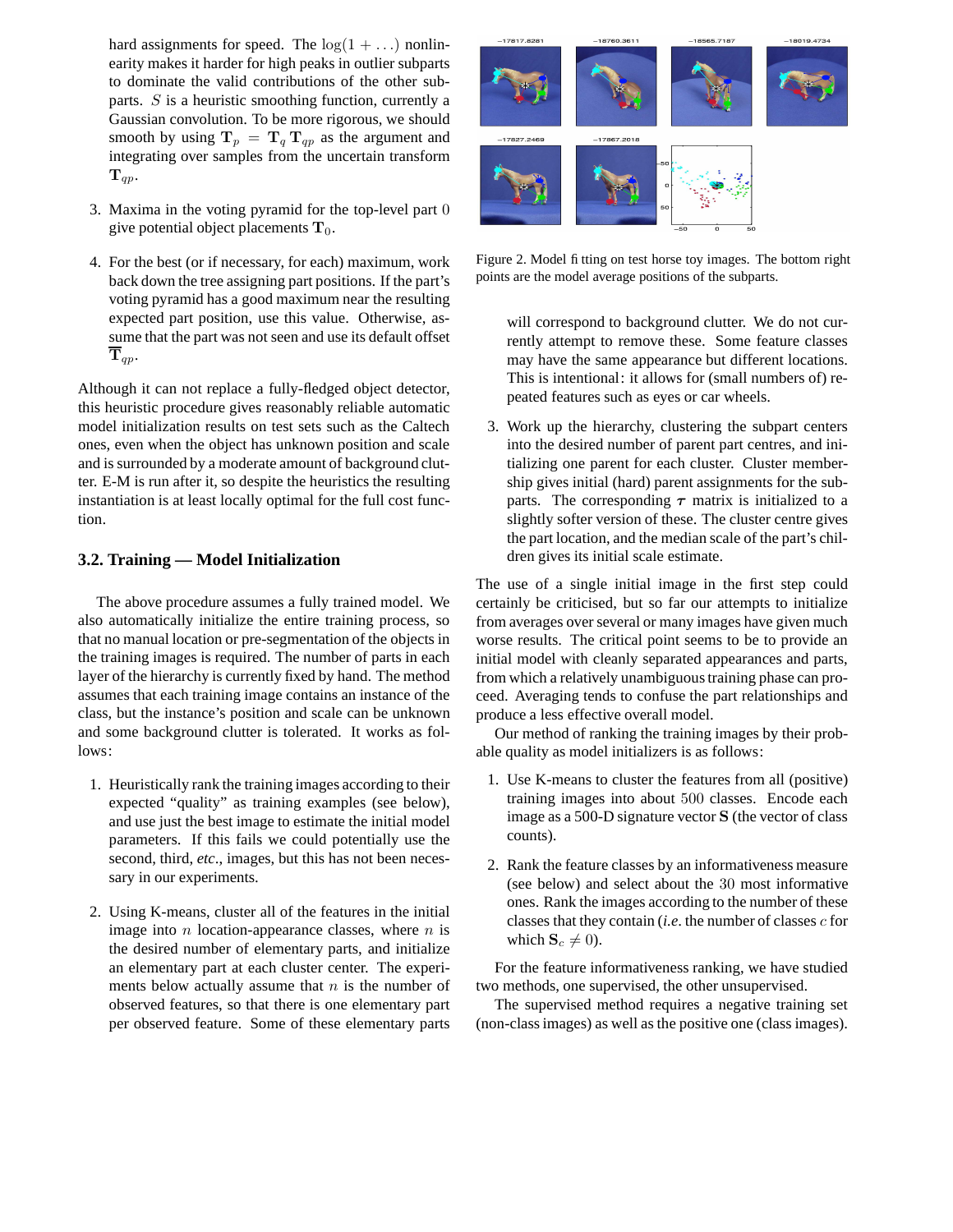hard assignments for speed. The $\log(1 + \ldots)$ nonlinearity makes it harder for high peaks in outlier subparts to dominate the valid contributions of the other subparts. $S$ is a heuristic smoothing function, currently a Gaussian convolution. To be more rigorous, we should smooth by using $\mathbf{T}_p = \mathbf{T}_q \, \mathbf{T}_{qp}$ as the argument and integrating over samples from the uncertain transform $\mathbf{T}_{qp}$.

3. Maxima in the voting pyramid for the top-level part 0 give potential object placements $\mathbf{T}_0$.

4. For the best (or if necessary, for each) maximum, work back down the tree assigning part positions. If the part's voting pyramid has a good maximum near the resulting expected part position, use this value. Otherwise, assume that the part was not seen and use its default offset $\overline{\mathbf{T}}_{qp}$.

Although it can not replace a fully-fledged object detector, this heuristic procedure gives reasonably reliable automatic model initialization results on test sets such as the Caltech ones, even when the object has unknown position and scale and is surrounded by a moderate amount of background clutter. E-M is run after it, so despite the heuristics the resulting instantiation is at least locally optimal for the full cost function.

### 3.2. Training — Model Initialization

The above procedure assumes a fully trained model. We also automatically initialize the entire training process, so that no manual location or pre-segmentation of the objects in the training images is required. The number of parts in each layer of the hierarchy is currently fixed by hand. The method assumes that each training image contains an instance of the class, but the instance's position and scale can be unknown and some background clutter is tolerated. It works as follows:

1. Heuristically rank the training images according to their expected "quality" as training examples (see below), and use just the best image to estimate the initial model parameters. If this fails we could potentially use the second, third, *etc*., images, but this has not been necessary in our experiments.

2. Using K-means, cluster all of the features in the initial image into $n$ location-appearance classes, where $n$ is the desired number of elementary parts, and initialize an elementary part at each cluster center. The experiments below actually assume that $n$ is the number of observed features, so that there is one elementary part per observed feature. Some of these elementary parts will correspond to background clutter. We do not currently attempt to remove these. Some feature classes may have the same appearance but different locations. This is intentional: it allows for (small numbers of) repeated features such as eyes or car wheels.

3. Work up the hierarchy, clustering the subpart centers into the desired number of parent part centres, and initializing one parent for each cluster. Cluster membership gives initial (hard) parent assignments for the subparts. The corresponding $\boldsymbol{\tau}$ matrix is initialized to a slightly softer version of these. The cluster centre gives the part location, and the median scale of the part's children gives its initial scale estimate.

Figure 2. Model fitting on test horse toy images. The bottom right points are the model average positions of the subparts.

The use of a single initial image in the first step could certainly be criticised, but so far our attempts to initialize from averages over several or many images have given much worse results. The critical point seems to be to provide an initial model with cleanly separated appearances and parts, from which a relatively unambiguous training phase can proceed. Averaging tends to confuse the part relationships and produce a less effective overall model.

Our method of ranking the training images by their probable quality as model initializers is as follows:

1. Use K-means to cluster the features from all (positive) training images into about 500 classes. Encode each image as a 500-D signature vector $\mathbf{S}$ (the vector of class counts).

2. Rank the feature classes by an informativeness measure (see below) and select about the 30 most informative ones. Rank the images according to the number of these classes that they contain (*i.e.* the number of classes $c$ for which $\mathbf{S}_c \neq 0$).

For the feature informativeness ranking, we have studied two methods, one supervised, the other unsupervised.

The supervised method requires a negative training set (non-class images) as well as the positive one (class images).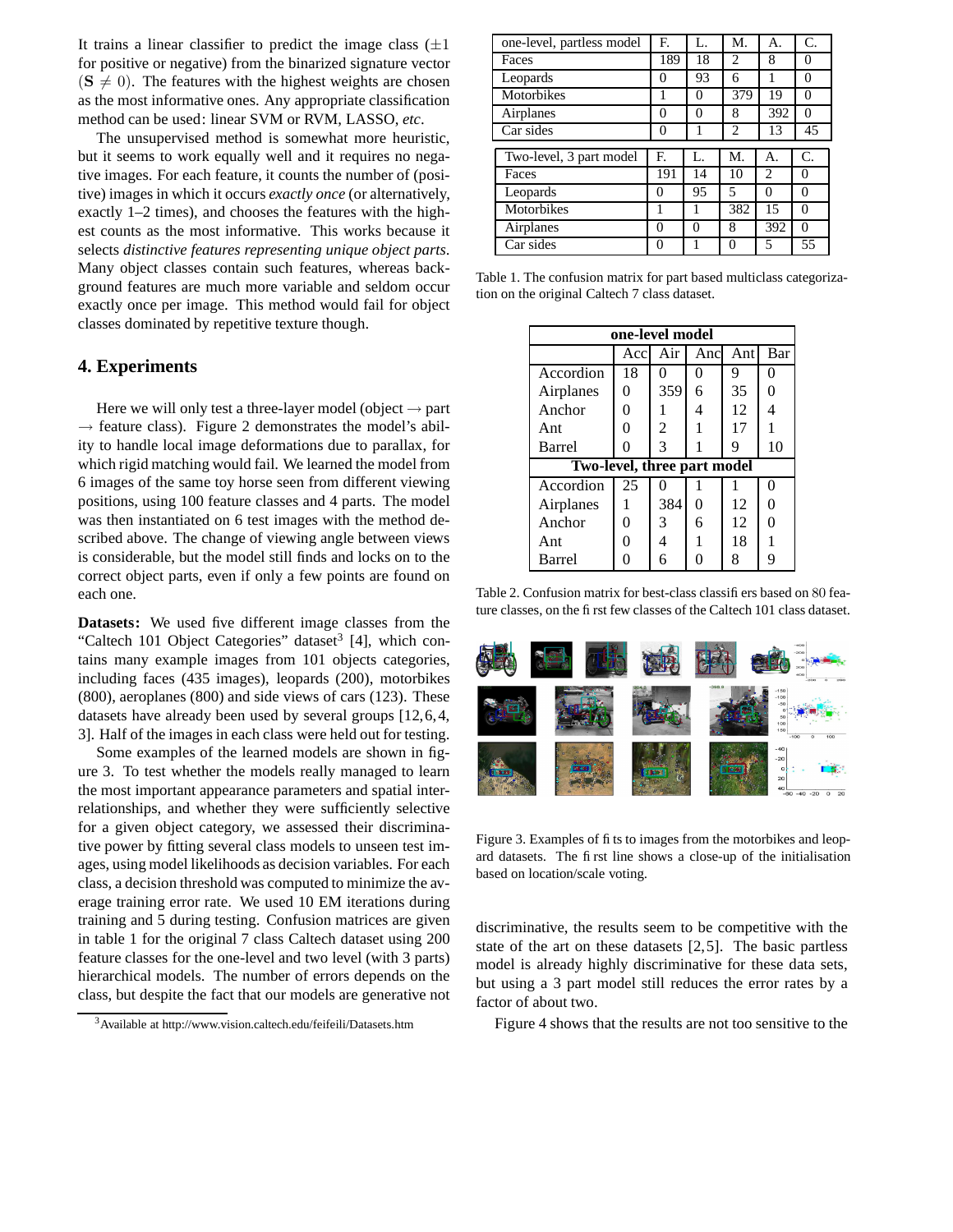It trains a linear classifier to predict the image class ($\pm 1$ for positive or negative) from the binarized signature vector ($\mathbf{S} \neq 0$). The features with the highest weights are chosen as the most informative ones. Any appropriate classification method can be used: linear SVM or RVM, LASSO, *etc*.

The unsupervised method is somewhat more heuristic, but it seems to work equally well and it requires no negative images. For each feature, it counts the number of (positive) images in which it occurs *exactly once* (or alternatively, exactly 1–2 times), and chooses the features with the highest counts as the most informative. This works because it selects *distinctive features representing unique object parts*. Many object classes contain such features, whereas background features are much more variable and seldom occur exactly once per image. This method would fail for object classes dominated by repetitive texture though.

## 4. Experiments

Here we will only test a three-layer model (object $\rightarrow$ part $\rightarrow$ feature class). Figure 2 demonstrates the model's ability to handle local image deformations due to parallax, for which rigid matching would fail. We learned the model from 6 images of the same toy horse seen from different viewing positions, using 100 feature classes and 4 parts. The model was then instantiated on 6 test images with the method described above. The change of viewing angle between views is considerable, but the model still finds and locks on to the correct object parts, even if only a few points are found on each one.

**Datasets:** We used five different image classes from the "Caltech 101 Object Categories" dataset[3] [4], which contains many example images from 101 objects categories, including faces (435 images), leopards (200), motorbikes (800), aeroplanes (800) and side views of cars (123). These datasets have already been used by several groups [12,6,4, 3]. Half of the images in each class were held out for testing.

Some examples of the learned models are shown in figure 3. To test whether the models really managed to learn the most important appearance parameters and spatial interrelationships, and whether they were sufficiently selective for a given object category, we assessed their discriminative power by fitting several class models to unseen test images, using model likelihoods as decision variables. For each class, a decision threshold was computed to minimize the average training error rate. We used 10 EM iterations during training and 5 during testing. Confusion matrices are given in table 1 for the original 7 class Caltech dataset using 200 feature classes for the one-level and two level (with 3 parts) hierarchical models. The number of errors depends on the class, but despite the fact that our models are generative not discriminative, the results seem to be competitive with the state of the art on these datasets [2,5]. The basic partless model is already highly discriminative for these data sets, but using a 3 part model still reduces the error rates by a factor of about two.

Figure 4 shows that the results are not too sensitive to the

[3] Available at http://www.vision.caltech.edu/feifeili/Datasets.htm

| one-level, partless model | F. | L. | M. | A. | C. |
|---|---|---|---|---|---|
| Faces | 189 | 18 | 2 | 8 | 0 |
| Leopards | 0 | 93 | 6 | 1 | 0 |
| Motorbikes | 1 | 0 | 379 | 19 | 0 |
| Airplanes | 0 | 0 | 8 | 392 | 0 |
| Car sides | 0 | 1 | 2 | 13 | 45 |
| **Two-level, 3 part model** | **F.** | **L.** | **M.** | **A.** | **C.** |
| Faces | 191 | 14 | 10 | 2 | 0 |
| Leopards | 0 | 95 | 5 | 0 | 0 |
| Motorbikes | 1 | 1 | 382 | 15 | 0 |
| Airplanes | 0 | 0 | 8 | 392 | 0 |
| Car sides | 0 | 1 | 0 | 5 | 55 |

Table 1. The confusion matrix for part based multiclass categorization on the original Caltech 7 class dataset.

| **one-level model** | | | | | |
|---|---|---|---|---|---|
| | Acc | Air | Anc | Ant | Bar |
| Accordion | 18 | 0 | 0 | 9 | 0 |
| Airplanes | 0 | 359 | 6 | 35 | 0 |
| Anchor | 0 | 1 | 4 | 12 | 4 |
| Ant | 0 | 2 | 1 | 17 | 1 |
| Barrel | 0 | 3 | 1 | 9 | 10 |
| **Two-level, three part model** | | | | | |
| Accordion | 25 | 0 | 1 | 1 | 0 |
| Airplanes | 1 | 384 | 0 | 12 | 0 |
| Anchor | 0 | 3 | 6 | 12 | 0 |
| Ant | 0 | 4 | 1 | 18 | 1 |
| Barrel | 0 | 6 | 0 | 8 | 9 |

Table 2. Confusion matrix for best-class classifiers based on 80 feature classes, on the first few classes of the Caltech 101 class dataset.

Figure 3. Examples of fits to images from the motorbikes and leopard datasets. The first line shows a close-up of the initialisation based on location/scale voting.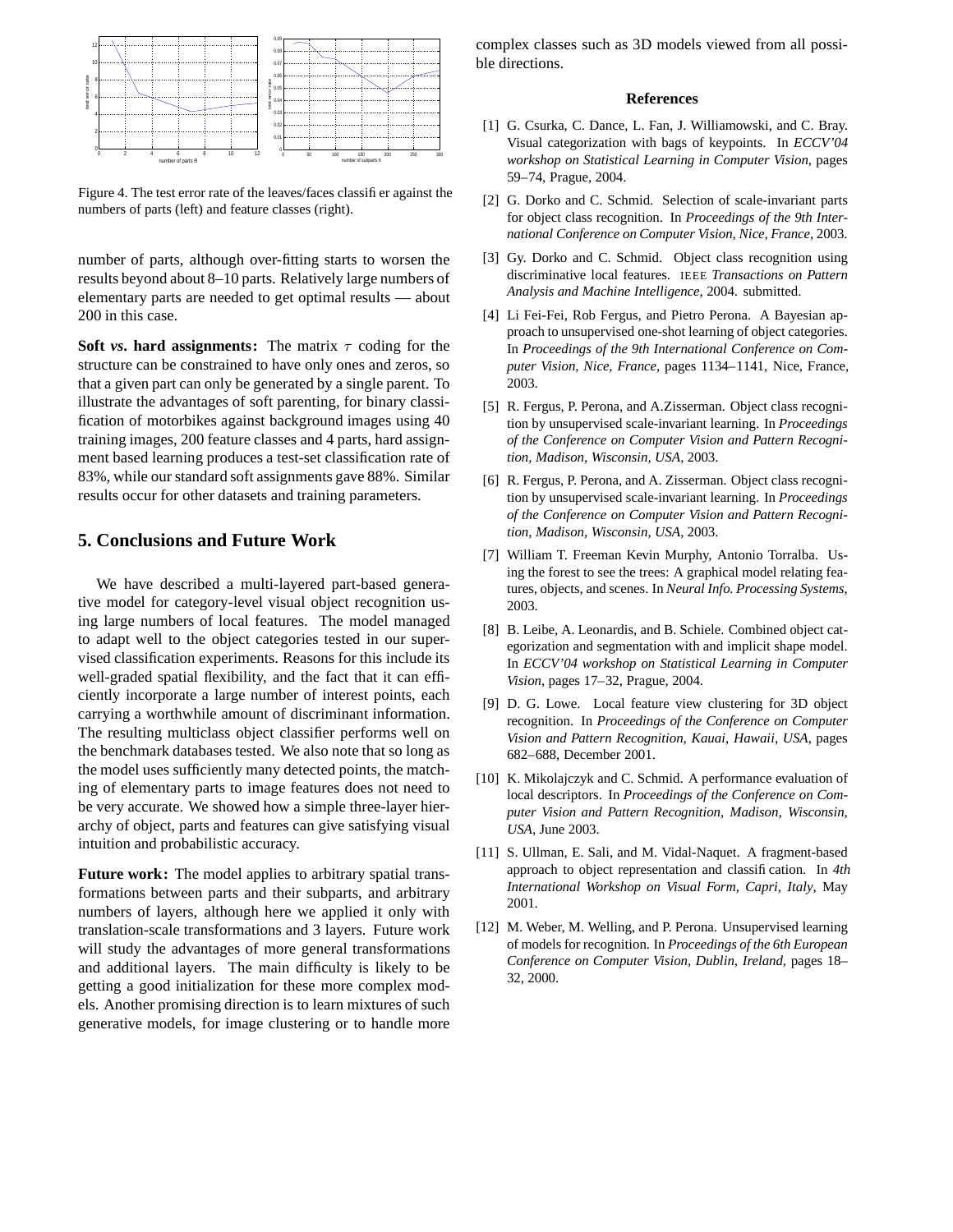0 2 4 6 8 10 12
test error rate
number of parts R
0 2 4 6 8 10 12

0 0.01 0.02 0.03 0.04 0.05 0.06 0.07 0.08 0.09
test error rate
number of subparts K
0 50 100 150 200 250 300

Figure 4. The test error rate of the leaves/faces classifier against the numbers of parts (left) and feature classes (right).

number of parts, although over-fitting starts to worsen the results beyond about 8–10 parts. Relatively large numbers of elementary parts are needed to get optimal results — about 200 in this case.

**Soft *vs.* hard assignments:** The matrix $\tau$ coding for the structure can be constrained to have only ones and zeros, so that a given part can only be generated by a single parent. To illustrate the advantages of soft parenting, for binary classification of motorbikes against background images using 40 training images, 200 feature classes and 4 parts, hard assignment based learning produces a test-set classification rate of 83%, while our standard soft assignments gave 88%. Similar results occur for other datasets and training parameters.

## 5. Conclusions and Future Work

We have described a multi-layered part-based generative model for category-level visual object recognition using large numbers of local features. The model managed to adapt well to the object categories tested in our supervised classification experiments. Reasons for this include its well-graded spatial flexibility, and the fact that it can efficiently incorporate a large number of interest points, each carrying a worthwhile amount of discriminant information. The resulting multiclass object classifier performs well on the benchmark databases tested. We also note that so long as the model uses sufficiently many detected points, the matching of elementary parts to image features does not need to be very accurate. We showed how a simple three-layer hierarchy of object, parts and features can give satisfying visual intuition and probabilistic accuracy.

**Future work:** The model applies to arbitrary spatial transformations between parts and their subparts, and arbitrary numbers of layers, although here we applied it only with translation-scale transformations and 3 layers. Future work will study the advantages of more general transformations and additional layers. The main difficulty is likely to be getting a good initialization for these more complex models. Another promising direction is to learn mixtures of such generative models, for image clustering or to handle more complex classes such as 3D models viewed from all possible directions.

### References

[1] G. Csurka, C. Dance, L. Fan, J. Williamowski, and C. Bray. Visual categorization with bags of keypoints. In *ECCV'04 workshop on Statistical Learning in Computer Vision*, pages 59–74, Prague, 2004.

[2] G. Dorko and C. Schmid. Selection of scale-invariant parts for object class recognition. In *Proceedings of the 9th International Conference on Computer Vision, Nice, France*, 2003.

[3] Gy. Dorko and C. Schmid. Object class recognition using discriminative local features. IEEE *Transactions on Pattern Analysis and Machine Intelligence*, 2004. submitted.

[4] Li Fei-Fei, Rob Fergus, and Pietro Perona. A Bayesian approach to unsupervised one-shot learning of object categories. In *Proceedings of the 9th International Conference on Computer Vision, Nice, France*, pages 1134–1141, Nice, France, 2003.

[5] R. Fergus, P. Perona, and A.Zisserman. Object class recognition by unsupervised scale-invariant learning. In *Proceedings of the Conference on Computer Vision and Pattern Recognition, Madison, Wisconsin, USA*, 2003.

[6] R. Fergus, P. Perona, and A. Zisserman. Object class recognition by unsupervised scale-invariant learning. In *Proceedings of the Conference on Computer Vision and Pattern Recognition, Madison, Wisconsin, USA*, 2003.

[7] William T. Freeman Kevin Murphy, Antonio Torralba. Using the forest to see the trees: A graphical model relating features, objects, and scenes. In *Neural Info. Processing Systems*, 2003.

[8] B. Leibe, A. Leonardis, and B. Schiele. Combined object categorization and segmentation with and implicit shape model. In *ECCV'04 workshop on Statistical Learning in Computer Vision*, pages 17–32, Prague, 2004.

[9] D. G. Lowe. Local feature view clustering for 3D object recognition. In *Proceedings of the Conference on Computer Vision and Pattern Recognition, Kauai, Hawaii, USA*, pages 682–688, December 2001.

[10] K. Mikolajczyk and C. Schmid. A performance evaluation of local descriptors. In *Proceedings of the Conference on Computer Vision and Pattern Recognition, Madison, Wisconsin, USA*, June 2003.

[11] S. Ullman, E. Sali, and M. Vidal-Naquet. A fragment-based approach to object representation and classification. In *4th International Workshop on Visual Form, Capri, Italy*, May 2001.

[12] M. Weber, M. Welling, and P. Perona. Unsupervised learning of models for recognition. In *Proceedings of the 6th European Conference on Computer Vision, Dublin, Ireland*, pages 18–32, 2000.